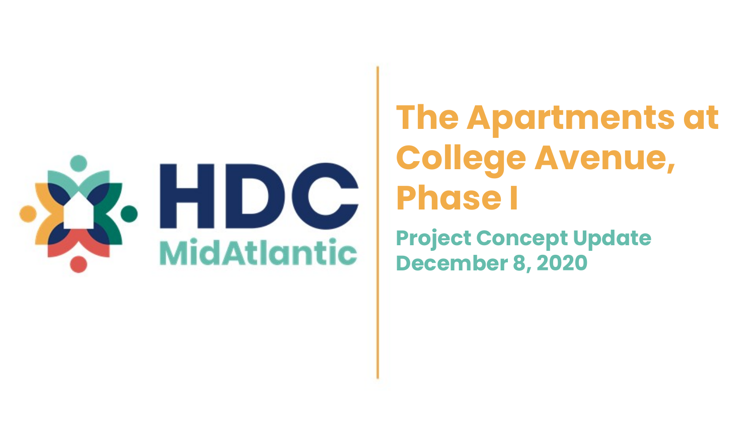HDC MidAtlantic

# The Apartments at College Avenue, Phase I

## Project Concept Update
## December 8, 2020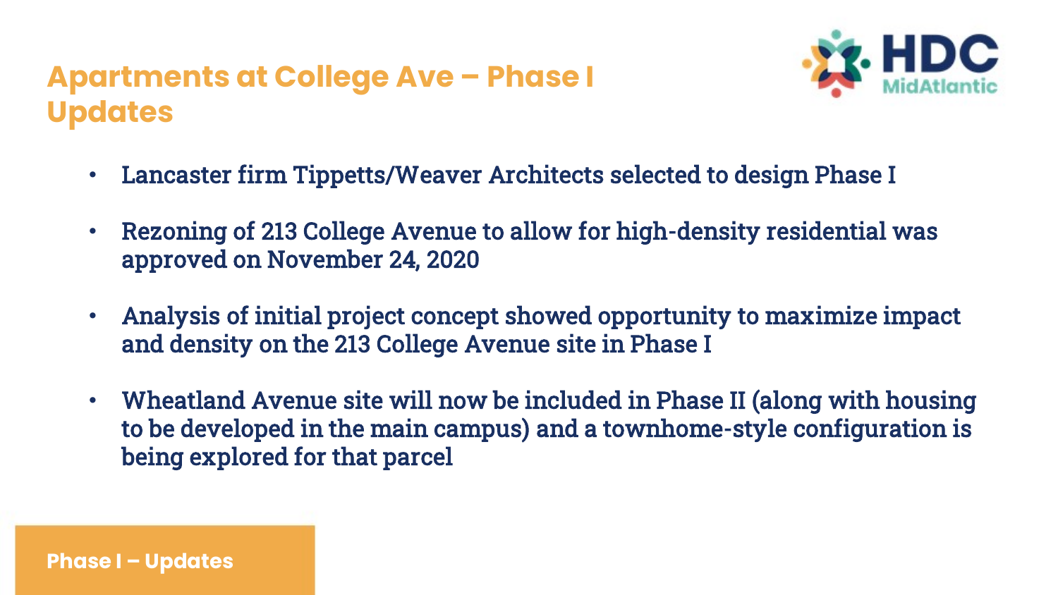# Apartments at College Ave – Phase I Updates

- Lancaster firm Tippetts/Weaver Architects selected to design Phase I
- Rezoning of 213 College Avenue to allow for high-density residential was approved on November 24, 2020
- Analysis of initial project concept showed opportunity to maximize impact and density on the 213 College Avenue site in Phase I
- Wheatland Avenue site will now be included in Phase II (along with housing to be developed in the main campus) and a townhome-style configuration is being explored for that parcel

**Phase I – Updates**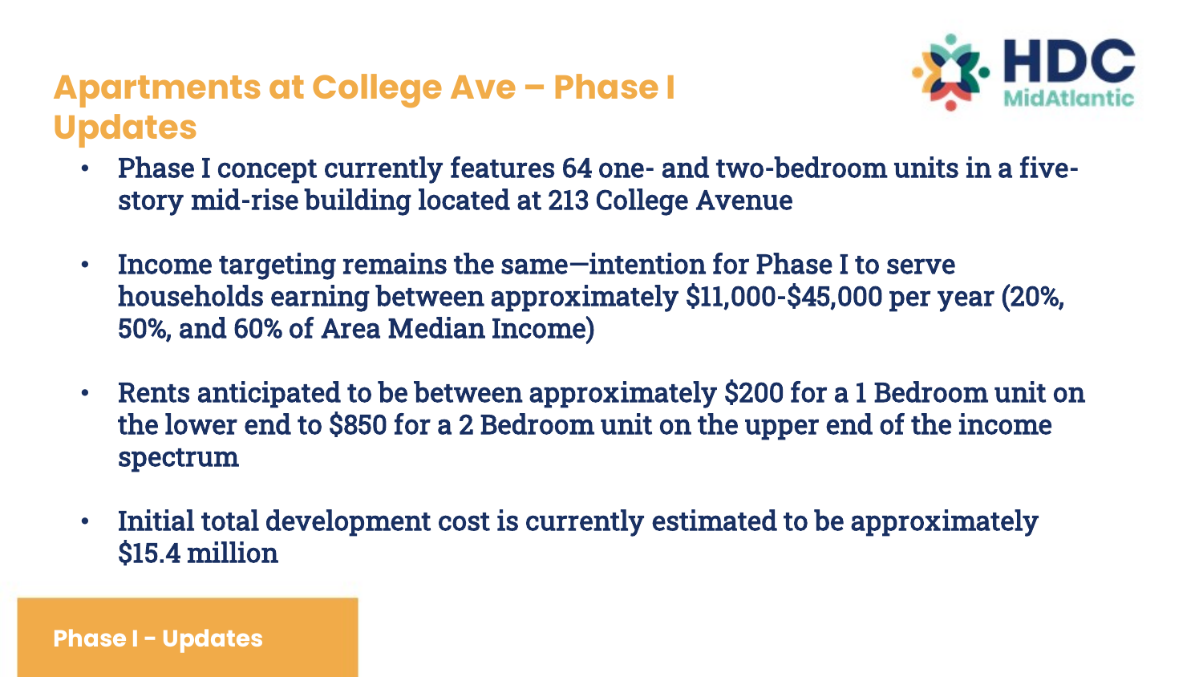# Apartments at College Ave – Phase I Updates

- Phase I concept currently features 64 one- and two-bedroom units in a five-story mid-rise building located at 213 College Avenue
- Income targeting remains the same—intention for Phase I to serve households earning between approximately $11,000-$45,000 per year (20%, 50%, and 60% of Area Median Income)
- Rents anticipated to be between approximately $200 for a 1 Bedroom unit on the lower end to $850 for a 2 Bedroom unit on the upper end of the income spectrum
- Initial total development cost is currently estimated to be approximately $15.4 million

Phase I - Updates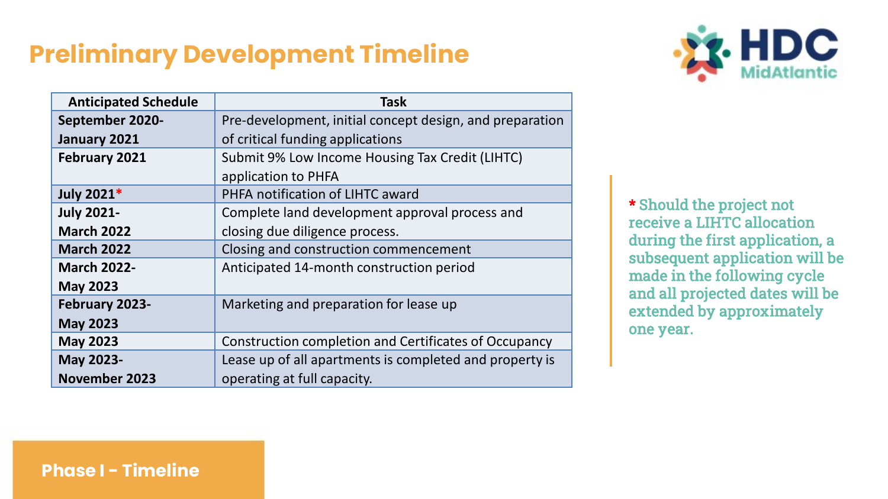# Preliminary Development Timeline

HDC MidAtlantic

| Anticipated Schedule | Task |
| --- | --- |
| **September 2020-January 2021** | Pre-development, initial concept design, and preparation of critical funding applications |
| **February 2021** | Submit 9% Low Income Housing Tax Credit (LIHTC) application to PHFA |
| **July 2021*** | PHFA notification of LIHTC award |
| **July 2021-March 2022** | Complete land development approval process and closing due diligence process. |
| **March 2022** | Closing and construction commencement |
| **March 2022-May 2023** | Anticipated 14-month construction period |
| **February 2023-May 2023** | Marketing and preparation for lease up |
| **May 2023** | Construction completion and Certificates of Occupancy |
| **May 2023-November 2023** | Lease up of all apartments is completed and property is operating at full capacity. |

* Should the project not receive a LIHTC allocation during the first application, a subsequent application will be made in the following cycle and all projected dates will be extended by approximately one year.

**Phase I - Timeline**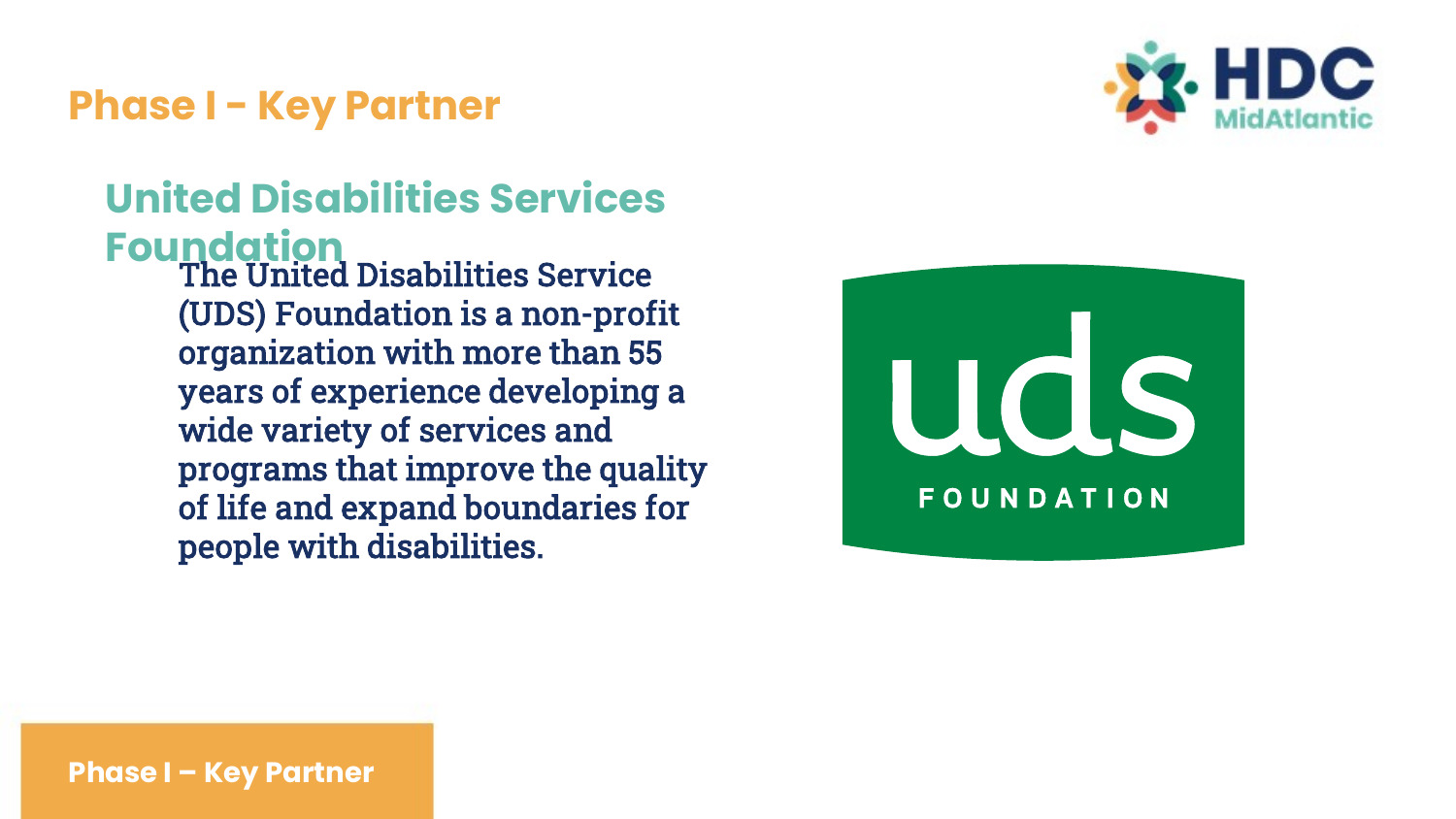# Phase I - Key Partner

## United Disabilities Services Foundation

The United Disabilities Service (UDS) Foundation is a non-profit organization with more than 55 years of experience developing a wide variety of services and programs that improve the quality of life and expand boundaries for people with disabilities.

**Phase I – Key Partner**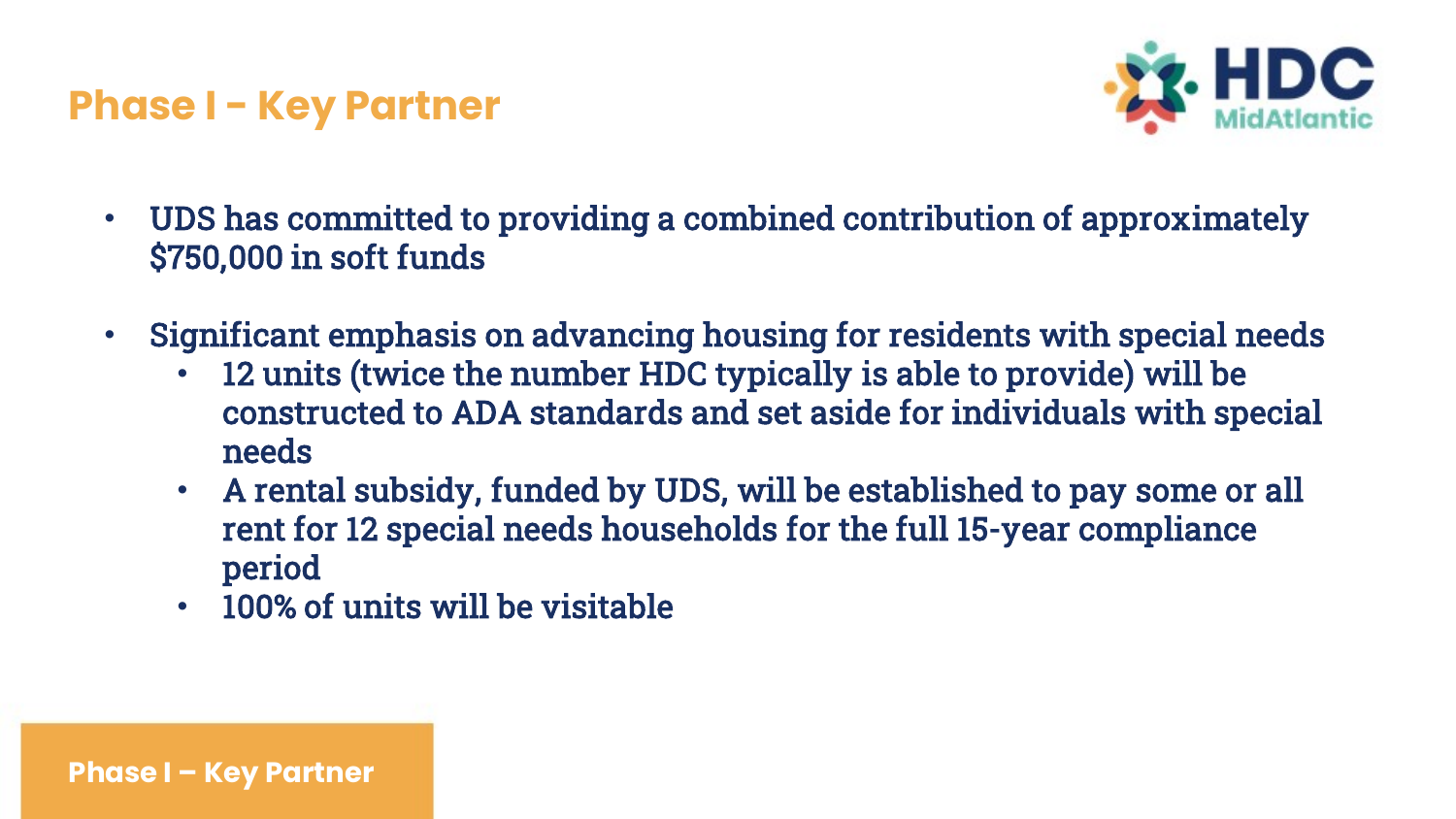# Phase I - Key Partner

- UDS has committed to providing a combined contribution of approximately $750,000 in soft funds
- Significant emphasis on advancing housing for residents with special needs
  - 12 units (twice the number HDC typically is able to provide) will be constructed to ADA standards and set aside for individuals with special needs
  - A rental subsidy, funded by UDS, will be established to pay some or all rent for 12 special needs households for the full 15-year compliance period
  - 100% of units will be visitable

Phase I – Key Partner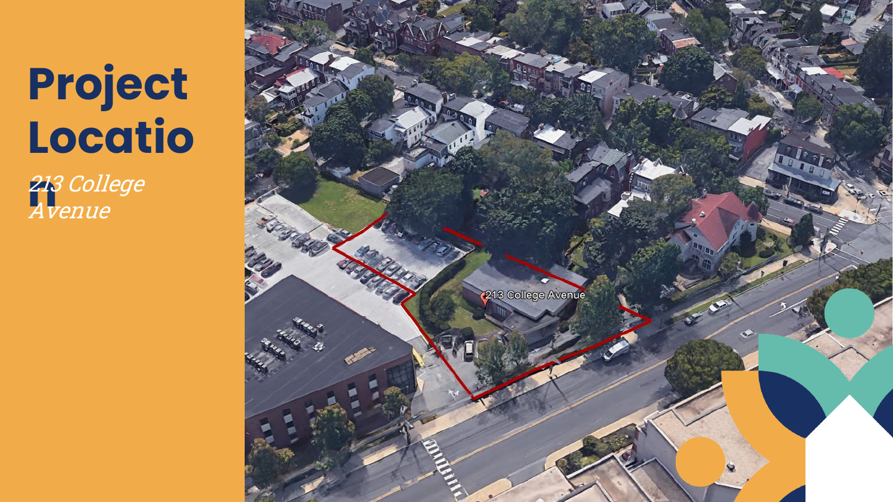# Project Location

*213 College Avenue*

213 College Avenue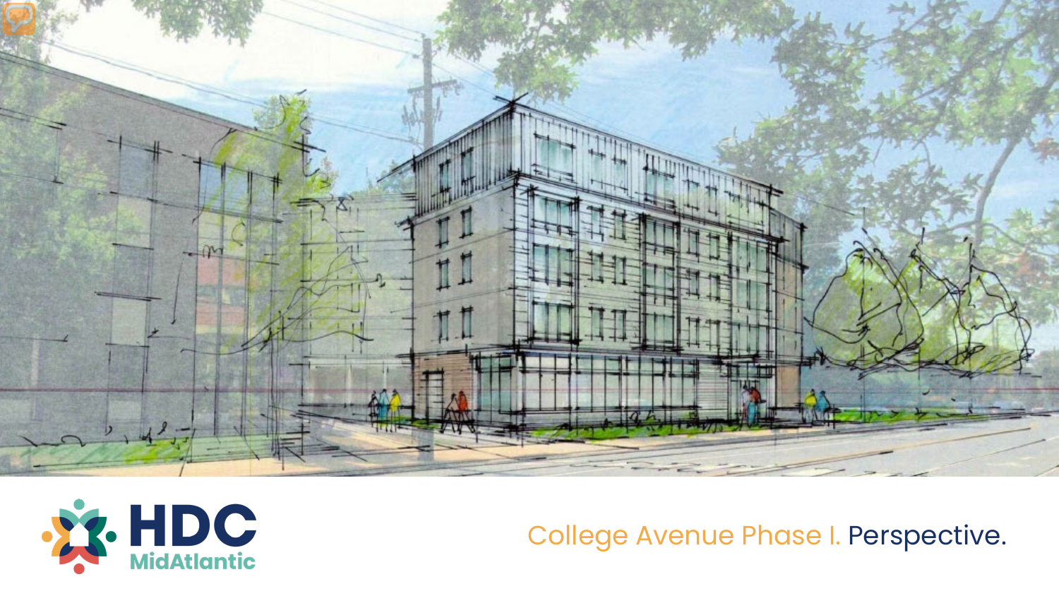HDC MidAtlantic

College Avenue Phase I. Perspective.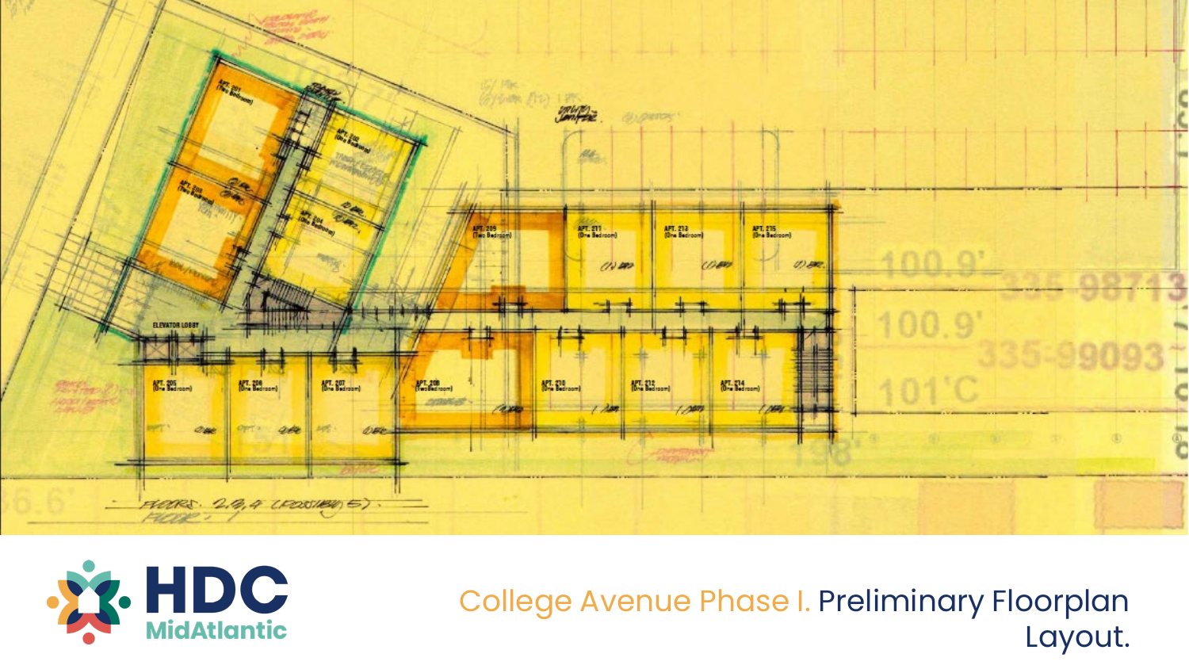# College Avenue Phase I. Preliminary Floorplan Layout.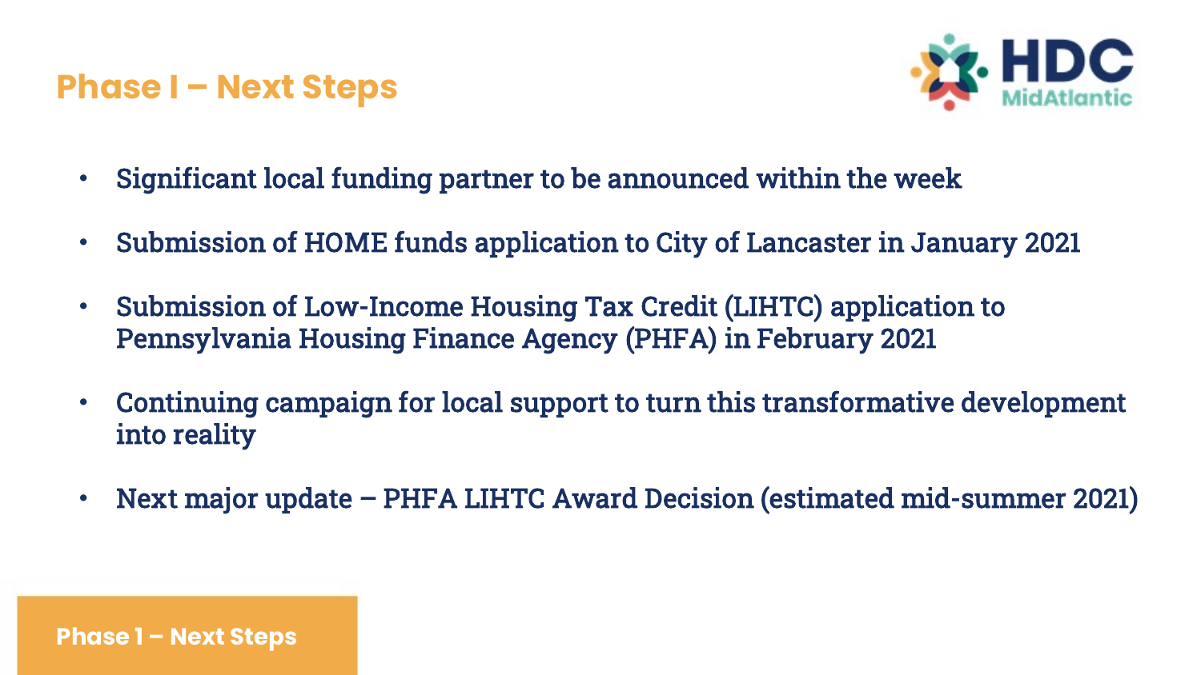# Phase I – Next Steps

- Significant local funding partner to be announced within the week
- Submission of HOME funds application to City of Lancaster in January 2021
- Submission of Low-Income Housing Tax Credit (LIHTC) application to Pennsylvania Housing Finance Agency (PHFA) in February 2021
- Continuing campaign for local support to turn this transformative development into reality
- Next major update – PHFA LIHTC Award Decision (estimated mid-summer 2021)

**Phase 1 – Next Steps**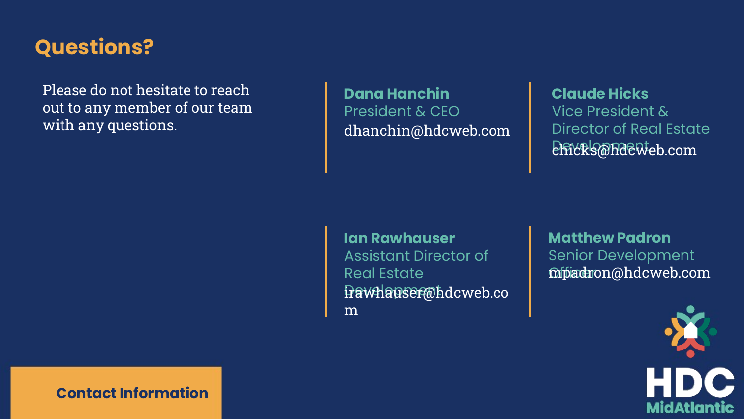# Questions?

Please do not hesitate to reach out to any member of our team with any questions.

**Dana Hanchin**
President & CEO
dhanchin@hdcweb.com

**Claude Hicks**
Vice President & Director of Real Estate Development
chicks@hdcweb.com

**Ian Rawhauser**
Assistant Director of Real Estate Development
irawhauser@hdcweb.com

**Matthew Padron**
Senior Development Officer
mpadron@hdcweb.com

**Contact Information**

HDC MidAtlantic